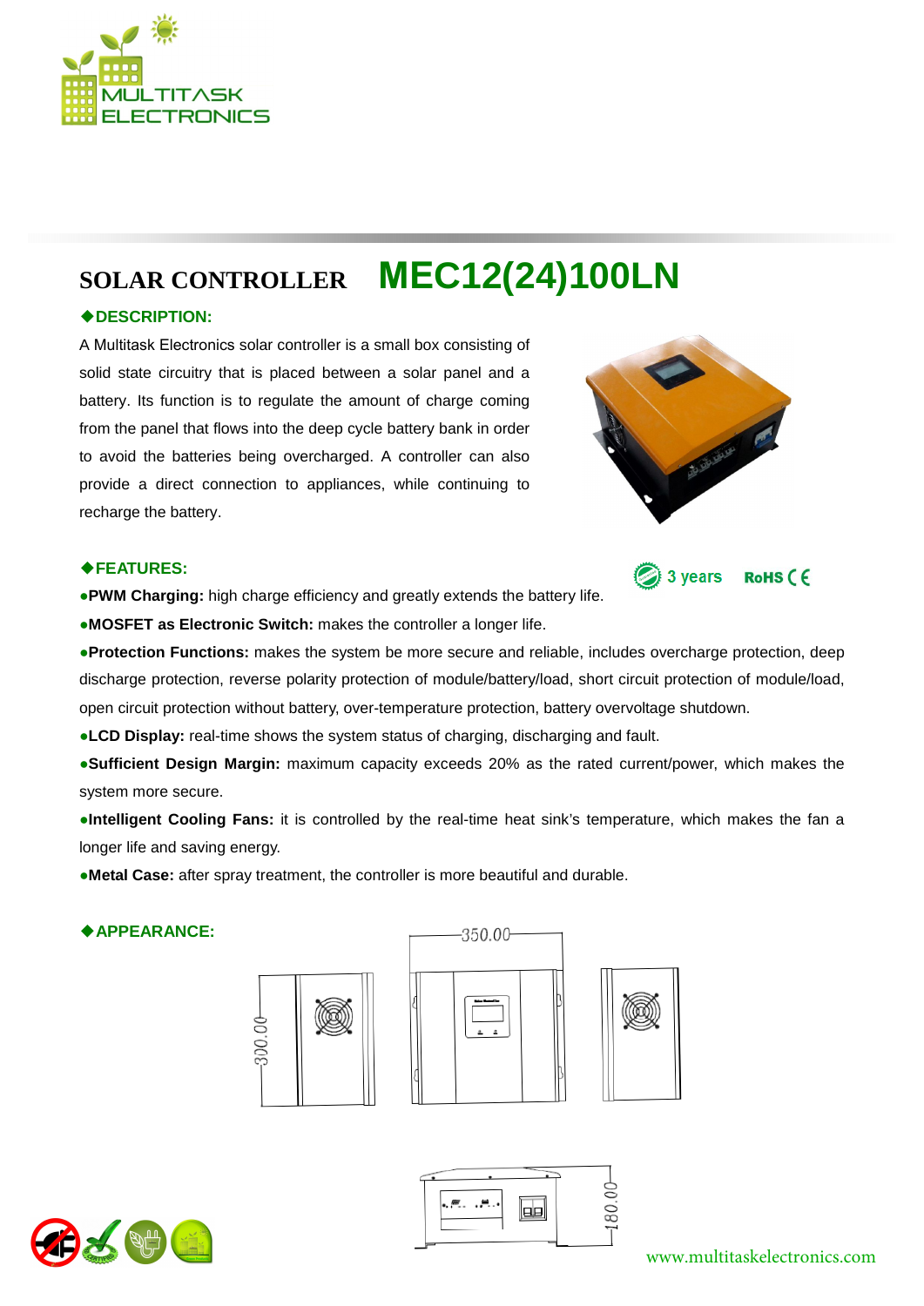# SOLAR CONTROLLER MEC12(24)100LN

## ◆DESCRIPTION:

A Multitask Electronics solar controller is a small box consisting of solid state circuitry that is placed between a solar panel and a battery. Its function is to regulate the amount of charge coming from the panel that flows into the deep cycle battery bank in order to avoid the batteries being overcharged. A controller can also provide a direct connection to appliances, while continuing to recharge the battery.

## ◆FEATURES:

3 years RoHS CE

- **PWM Charging:** high charge efficiency and greatly extends the battery life.
- **MOSFET as Electronic Switch:** makes the controller a longer life.
- **Protection Functions:** makes the system be more secure and reliable, includes overcharge protection, deep discharge protection, reverse polarity protection of module/battery/load, short circuit protection of module/load, open circuit protection without battery, over-temperature protection, battery overvoltage shutdown.
- **LCD Display:** real-time shows the system status of charging, discharging and fault.
- **Sufficient Design Margin:** maximum capacity exceeds 20% as the rated current/power, which makes the system more secure.
- **Intelligent Cooling Fans:** it is controlled by the real-time heat sink's temperature, which makes the fan a longer life and saving energy.
- **Metal Case:** after spray treatment, the controller is more beautiful and durable.

## ◆APPEARANCE:

350.00

300.00

180.00

www.multitaskelectronics.com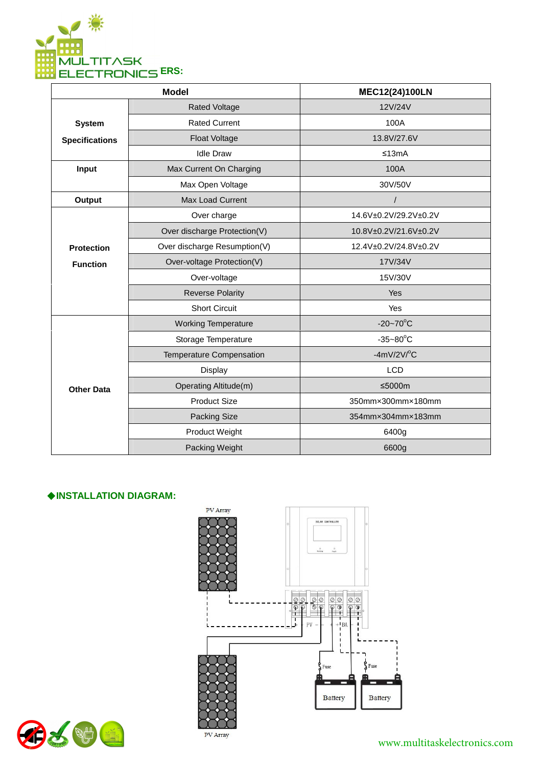MULTITASK ELECTRONICS ERS:

| Model | | MEC12(24)100LN |
|---|---|---|
| System Specifications | Rated Voltage | 12V/24V |
| | Rated Current | 100A |
| | Float Voltage | 13.8V/27.6V |
| | Idle Draw | ≤13mA |
| Input | Max Current On Charging | 100A |
| | Max Open Voltage | 30V/50V |
| Output | Max Load Current | / |
| Protection Function | Over charge | 14.6V±0.2V/29.2V±0.2V |
| | Over discharge Protection(V) | 10.8V±0.2V/21.6V±0.2V |
| | Over discharge Resumption(V) | 12.4V±0.2V/24.8V±0.2V |
| | Over-voltage Protection(V) | 17V/34V |
| | Over-voltage | 15V/30V |
| | Reverse Polarity | Yes |
| | Short Circuit | Yes |
| Other Data | Working Temperature | -20~70°C |
| | Storage Temperature | -35~80°C |
| | Temperature Compensation | -4mV/2V/°C |
| | Display | LCD |
| | Operating Altitude(m) | ≤5000m |
| | Product Size | 350mm×300mm×180mm |
| | Packing Size | 354mm×304mm×183mm |
| | Product Weight | 6400g |
| | Packing Weight | 6600g |

## ◆INSTALLATION DIAGRAM:

PV Array

SOLAR CONTROLLER

PV – + BA –

Fuse

Fuse

Battery

Battery

PV Array

www.multitaskelectronics.com